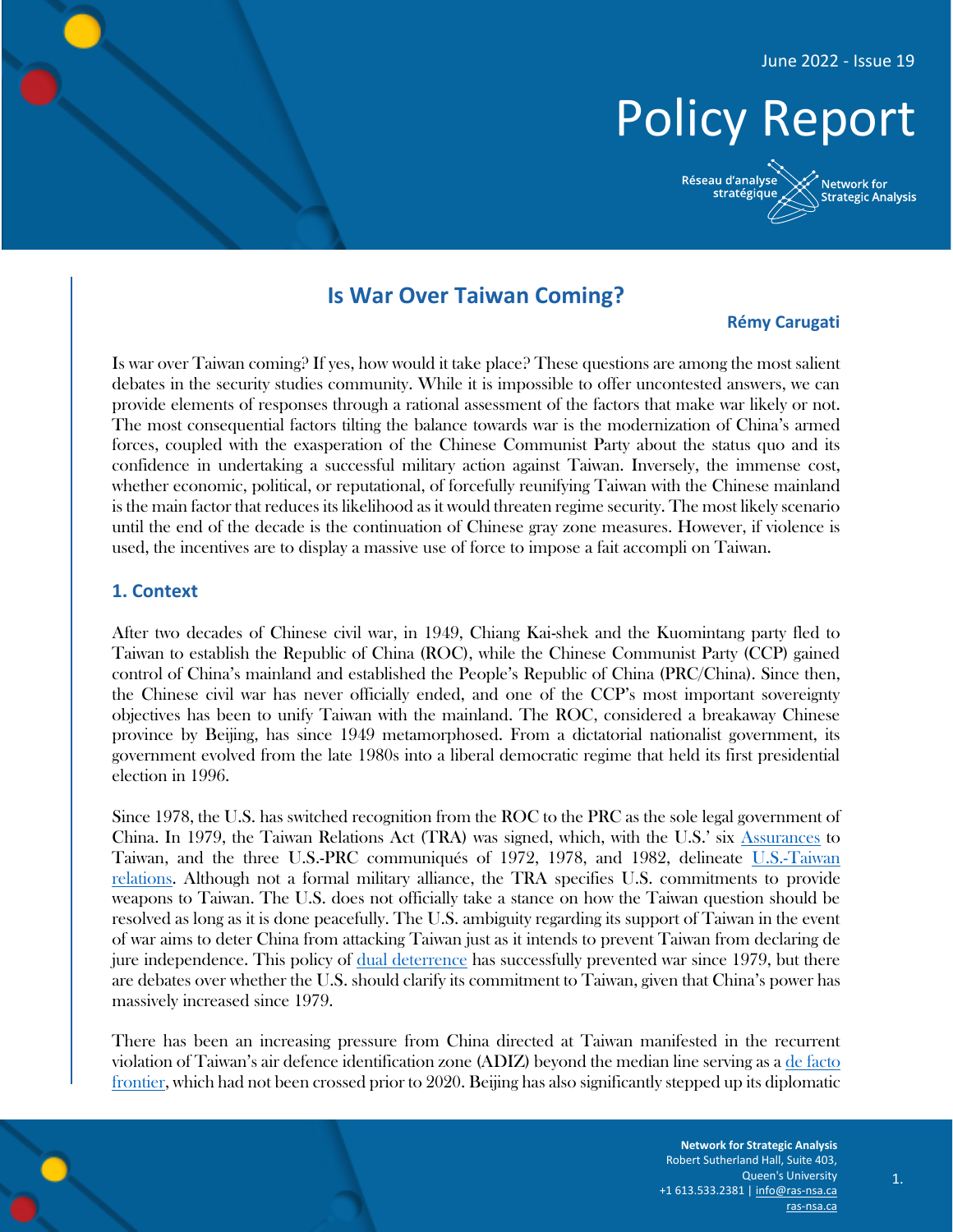# Is War Over Taiwan Coming?

**Rémy Carugati**

Is war over Taiwan coming? If yes, how would it take place? These questions are among the most salient debates in the security studies community. While it is impossible to offer uncontested answers, we can provide elements of responses through a rational assessment of the factors that make war likely or not. The most consequential factors tilting the balance towards war is the modernization of China's armed forces, coupled with the exasperation of the Chinese Communist Party about the status quo and its confidence in undertaking a successful military action against Taiwan. Inversely, the immense cost, whether economic, political, or reputational, of forcefully reunifying Taiwan with the Chinese mainland is the main factor that reduces its likelihood as it would threaten regime security. The most likely scenario until the end of the decade is the continuation of Chinese gray zone measures. However, if violence is used, the incentives are to display a massive use of force to impose a fait accompli on Taiwan.

## 1. Context

After two decades of Chinese civil war, in 1949, Chiang Kai-shek and the Kuomintang party fled to Taiwan to establish the Republic of China (ROC), while the Chinese Communist Party (CCP) gained control of China's mainland and established the People's Republic of China (PRC/China). Since then, the Chinese civil war has never officially ended, and one of the CCP's most important sovereignty objectives has been to unify Taiwan with the mainland. The ROC, considered a breakaway Chinese province by Beijing, has since 1949 metamorphosed. From a dictatorial nationalist government, its government evolved from the late 1980s into a liberal democratic regime that held its first presidential election in 1996.

Since 1978, the U.S. has switched recognition from the ROC to the PRC as the sole legal government of China. In 1979, the Taiwan Relations Act (TRA) was signed, which, with the U.S.' six Assurances to Taiwan, and the three U.S.-PRC communiqués of 1972, 1978, and 1982, delineate U.S.-Taiwan relations. Although not a formal military alliance, the TRA specifies U.S. commitments to provide weapons to Taiwan. The U.S. does not officially take a stance on how the Taiwan question should be resolved as long as it is done peacefully. The U.S. ambiguity regarding its support of Taiwan in the event of war aims to deter China from attacking Taiwan just as it intends to prevent Taiwan from declaring de jure independence. This policy of dual deterrence has successfully prevented war since 1979, but there are debates over whether the U.S. should clarify its commitment to Taiwan, given that China's power has massively increased since 1979.

There has been an increasing pressure from China directed at Taiwan manifested in the recurrent violation of Taiwan's air defence identification zone (ADIZ) beyond the median line serving as a de facto frontier, which had not been crossed prior to 2020. Beijing has also significantly stepped up its diplomatic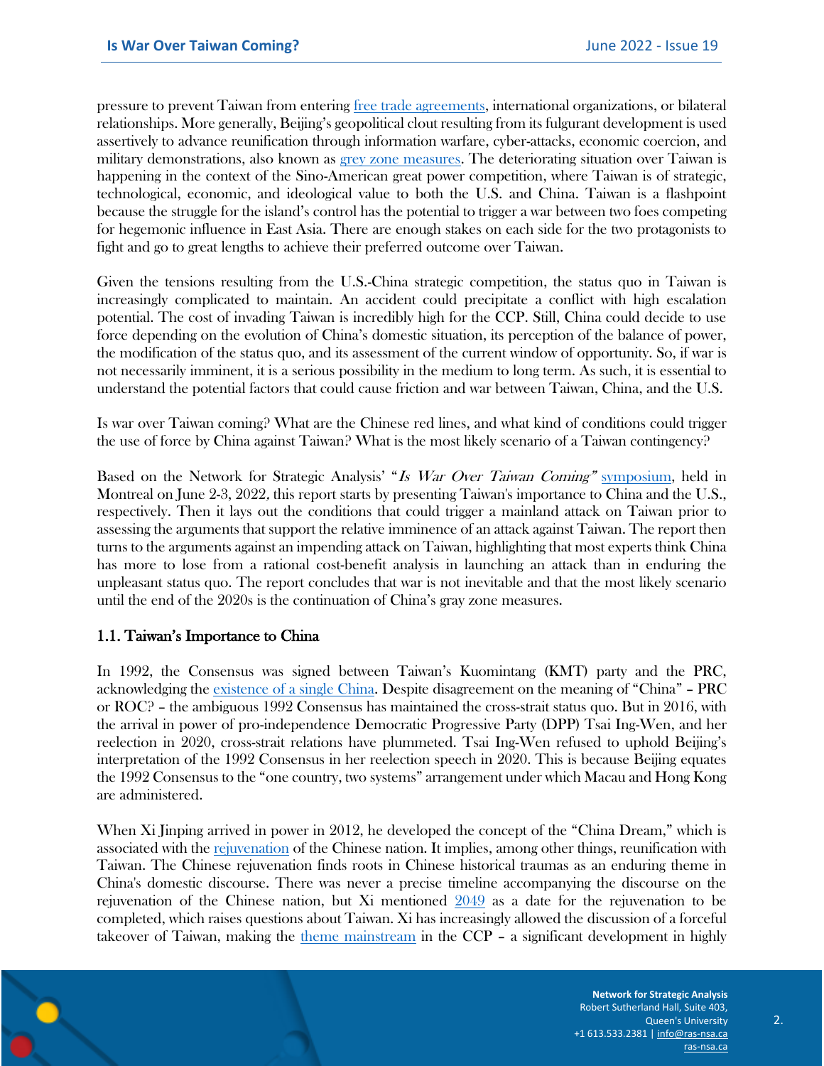pressure to prevent Taiwan from entering free trade agreements, international organizations, or bilateral relationships. More generally, Beijing's geopolitical clout resulting from its fulgurant development is used assertively to advance reunification through information warfare, cyber-attacks, economic coercion, and military demonstrations, also known as grey zone measures. The deteriorating situation over Taiwan is happening in the context of the Sino-American great power competition, where Taiwan is of strategic, technological, economic, and ideological value to both the U.S. and China. Taiwan is a flashpoint because the struggle for the island's control has the potential to trigger a war between two foes competing for hegemonic influence in East Asia. There are enough stakes on each side for the two protagonists to fight and go to great lengths to achieve their preferred outcome over Taiwan.

Given the tensions resulting from the U.S.-China strategic competition, the status quo in Taiwan is increasingly complicated to maintain. An accident could precipitate a conflict with high escalation potential. The cost of invading Taiwan is incredibly high for the CCP. Still, China could decide to use force depending on the evolution of China's domestic situation, its perception of the balance of power, the modification of the status quo, and its assessment of the current window of opportunity. So, if war is not necessarily imminent, it is a serious possibility in the medium to long term. As such, it is essential to understand the potential factors that could cause friction and war between Taiwan, China, and the U.S.

Is war over Taiwan coming? What are the Chinese red lines, and what kind of conditions could trigger the use of force by China against Taiwan? What is the most likely scenario of a Taiwan contingency?

Based on the Network for Strategic Analysis' "*Is War Over Taiwan Coming"* symposium, held in Montreal on June 2-3, 2022, this report starts by presenting Taiwan's importance to China and the U.S., respectively. Then it lays out the conditions that could trigger a mainland attack on Taiwan prior to assessing the arguments that support the relative imminence of an attack against Taiwan. The report then turns to the arguments against an impending attack on Taiwan, highlighting that most experts think China has more to lose from a rational cost-benefit analysis in launching an attack than in enduring the unpleasant status quo. The report concludes that war is not inevitable and that the most likely scenario until the end of the 2020s is the continuation of China's gray zone measures.

## 1.1. Taiwan's Importance to China

In 1992, the Consensus was signed between Taiwan's Kuomintang (KMT) party and the PRC, acknowledging the existence of a single China. Despite disagreement on the meaning of "China" – PRC or ROC? – the ambiguous 1992 Consensus has maintained the cross-strait status quo. But in 2016, with the arrival in power of pro-independence Democratic Progressive Party (DPP) Tsai Ing-Wen, and her reelection in 2020, cross-strait relations have plummeted. Tsai Ing-Wen refused to uphold Beijing's interpretation of the 1992 Consensus in her reelection speech in 2020. This is because Beijing equates the 1992 Consensus to the "one country, two systems" arrangement under which Macau and Hong Kong are administered.

When Xi Jinping arrived in power in 2012, he developed the concept of the "China Dream," which is associated with the rejuvenation of the Chinese nation. It implies, among other things, reunification with Taiwan. The Chinese rejuvenation finds roots in Chinese historical traumas as an enduring theme in China's domestic discourse. There was never a precise timeline accompanying the discourse on the rejuvenation of the Chinese nation, but Xi mentioned 2049 as a date for the rejuvenation to be completed, which raises questions about Taiwan. Xi has increasingly allowed the discussion of a forceful takeover of Taiwan, making the theme mainstream in the CCP – a significant development in highly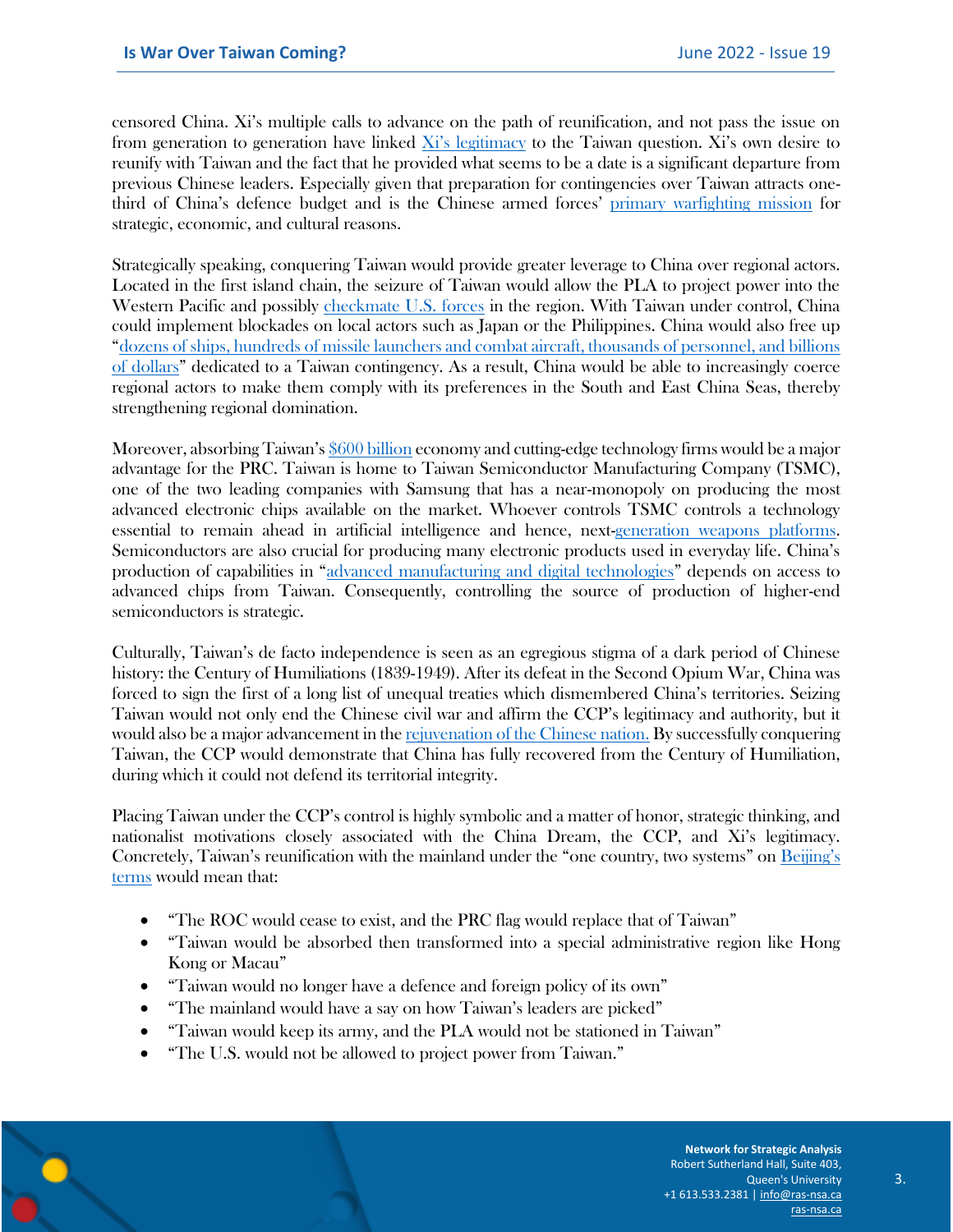censored China. Xi's multiple calls to advance on the path of reunification, and not pass the issue on from generation to generation have linked Xi's legitimacy to the Taiwan question. Xi's own desire to reunify with Taiwan and the fact that he provided what seems to be a date is a significant departure from previous Chinese leaders. Especially given that preparation for contingencies over Taiwan attracts one-third of China's defence budget and is the Chinese armed forces' primary warfighting mission for strategic, economic, and cultural reasons.

Strategically speaking, conquering Taiwan would provide greater leverage to China over regional actors. Located in the first island chain, the seizure of Taiwan would allow the PLA to project power into the Western Pacific and possibly checkmate U.S. forces in the region. With Taiwan under control, China could implement blockades on local actors such as Japan or the Philippines. China would also free up "dozens of ships, hundreds of missile launchers and combat aircraft, thousands of personnel, and billions of dollars" dedicated to a Taiwan contingency. As a result, China would be able to increasingly coerce regional actors to make them comply with its preferences in the South and East China Seas, thereby strengthening regional domination.

Moreover, absorbing Taiwan's $600 billion economy and cutting-edge technology firms would be a major advantage for the PRC. Taiwan is home to Taiwan Semiconductor Manufacturing Company (TSMC), one of the two leading companies with Samsung that has a near-monopoly on producing the most advanced electronic chips available on the market. Whoever controls TSMC controls a technology essential to remain ahead in artificial intelligence and hence, next-generation weapons platforms. Semiconductors are also crucial for producing many electronic products used in everyday life. China's production of capabilities in "advanced manufacturing and digital technologies" depends on access to advanced chips from Taiwan. Consequently, controlling the source of production of higher-end semiconductors is strategic.

Culturally, Taiwan's de facto independence is seen as an egregious stigma of a dark period of Chinese history: the Century of Humiliations (1839-1949). After its defeat in the Second Opium War, China was forced to sign the first of a long list of unequal treaties which dismembered China's territories. Seizing Taiwan would not only end the Chinese civil war and affirm the CCP's legitimacy and authority, but it would also be a major advancement in the rejuvenation of the Chinese nation. By successfully conquering Taiwan, the CCP would demonstrate that China has fully recovered from the Century of Humiliation, during which it could not defend its territorial integrity.

Placing Taiwan under the CCP's control is highly symbolic and a matter of honor, strategic thinking, and nationalist motivations closely associated with the China Dream, the CCP, and Xi's legitimacy. Concretely, Taiwan's reunification with the mainland under the "one country, two systems" on Beijing's terms would mean that:

- "The ROC would cease to exist, and the PRC flag would replace that of Taiwan"
- "Taiwan would be absorbed then transformed into a special administrative region like Hong Kong or Macau"
- "Taiwan would no longer have a defence and foreign policy of its own"
- "The mainland would have a say on how Taiwan's leaders are picked"
- "Taiwan would keep its army, and the PLA would not be stationed in Taiwan"
- "The U.S. would not be allowed to project power from Taiwan."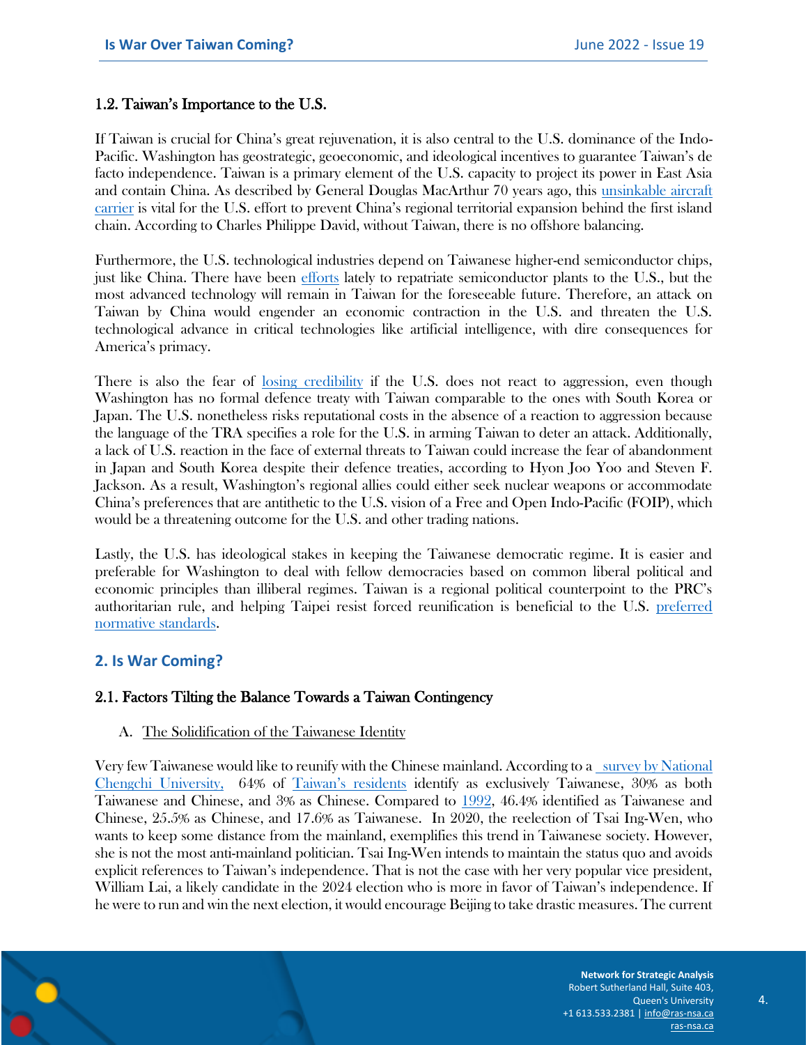### 1.2. Taiwan's Importance to the U.S.

If Taiwan is crucial for China's great rejuvenation, it is also central to the U.S. dominance of the Indo-Pacific. Washington has geostrategic, geoeconomic, and ideological incentives to guarantee Taiwan's de facto independence. Taiwan is a primary element of the U.S. capacity to project its power in East Asia and contain China. As described by General Douglas MacArthur 70 years ago, this unsinkable aircraft carrier is vital for the U.S. effort to prevent China's regional territorial expansion behind the first island chain. According to Charles Philippe David, without Taiwan, there is no offshore balancing.

Furthermore, the U.S. technological industries depend on Taiwanese higher-end semiconductor chips, just like China. There have been efforts lately to repatriate semiconductor plants to the U.S., but the most advanced technology will remain in Taiwan for the foreseeable future. Therefore, an attack on Taiwan by China would engender an economic contraction in the U.S. and threaten the U.S. technological advance in critical technologies like artificial intelligence, with dire consequences for America's primacy.

There is also the fear of losing credibility if the U.S. does not react to aggression, even though Washington has no formal defence treaty with Taiwan comparable to the ones with South Korea or Japan. The U.S. nonetheless risks reputational costs in the absence of a reaction to aggression because the language of the TRA specifies a role for the U.S. in arming Taiwan to deter an attack. Additionally, a lack of U.S. reaction in the face of external threats to Taiwan could increase the fear of abandonment in Japan and South Korea despite their defence treaties, according to Hyon Joo Yoo and Steven F. Jackson. As a result, Washington's regional allies could either seek nuclear weapons or accommodate China's preferences that are antithetic to the U.S. vision of a Free and Open Indo-Pacific (FOIP), which would be a threatening outcome for the U.S. and other trading nations.

Lastly, the U.S. has ideological stakes in keeping the Taiwanese democratic regime. It is easier and preferable for Washington to deal with fellow democracies based on common liberal political and economic principles than illiberal regimes. Taiwan is a regional political counterpoint to the PRC's authoritarian rule, and helping Taipei resist forced reunification is beneficial to the U.S. preferred normative standards.

## 2. Is War Coming?

### 2.1. Factors Tilting the Balance Towards a Taiwan Contingency

A. The Solidification of the Taiwanese Identity

Very few Taiwanese would like to reunify with the Chinese mainland. According to a survey by National Chengchi University, 64% of Taiwan's residents identify as exclusively Taiwanese, 30% as both Taiwanese and Chinese, and 3% as Chinese. Compared to 1992, 46.4% identified as Taiwanese and Chinese, 25.5% as Chinese, and 17.6% as Taiwanese. In 2020, the reelection of Tsai Ing-Wen, who wants to keep some distance from the mainland, exemplifies this trend in Taiwanese society. However, she is not the most anti-mainland politician. Tsai Ing-Wen intends to maintain the status quo and avoids explicit references to Taiwan's independence. That is not the case with her very popular vice president, William Lai, a likely candidate in the 2024 election who is more in favor of Taiwan's independence. If he were to run and win the next election, it would encourage Beijing to take drastic measures. The current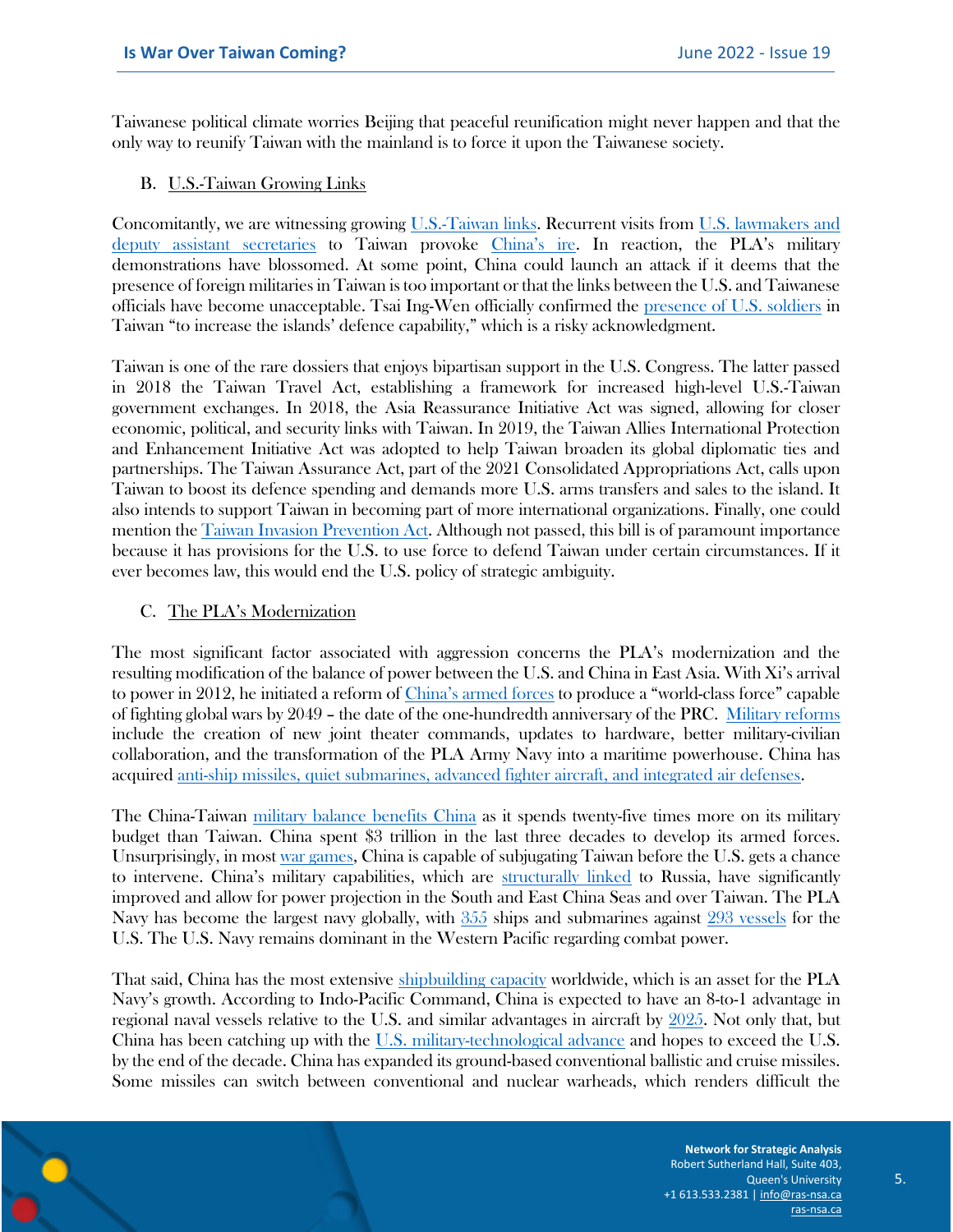Taiwanese political climate worries Beijing that peaceful reunification might never happen and that the only way to reunify Taiwan with the mainland is to force it upon the Taiwanese society.

### B. U.S.-Taiwan Growing Links

Concomitantly, we are witnessing growing U.S.-Taiwan links. Recurrent visits from U.S. lawmakers and deputy assistant secretaries to Taiwan provoke China's ire. In reaction, the PLA's military demonstrations have blossomed. At some point, China could launch an attack if it deems that the presence of foreign militaries in Taiwan is too important or that the links between the U.S. and Taiwanese officials have become unacceptable. Tsai Ing-Wen officially confirmed the presence of U.S. soldiers in Taiwan "to increase the islands' defence capability," which is a risky acknowledgment.

Taiwan is one of the rare dossiers that enjoys bipartisan support in the U.S. Congress. The latter passed in 2018 the Taiwan Travel Act, establishing a framework for increased high-level U.S.-Taiwan government exchanges. In 2018, the Asia Reassurance Initiative Act was signed, allowing for closer economic, political, and security links with Taiwan. In 2019, the Taiwan Allies International Protection and Enhancement Initiative Act was adopted to help Taiwan broaden its global diplomatic ties and partnerships. The Taiwan Assurance Act, part of the 2021 Consolidated Appropriations Act, calls upon Taiwan to boost its defence spending and demands more U.S. arms transfers and sales to the island. It also intends to support Taiwan in becoming part of more international organizations. Finally, one could mention the Taiwan Invasion Prevention Act. Although not passed, this bill is of paramount importance because it has provisions for the U.S. to use force to defend Taiwan under certain circumstances. If it ever becomes law, this would end the U.S. policy of strategic ambiguity.

### C. The PLA's Modernization

The most significant factor associated with aggression concerns the PLA's modernization and the resulting modification of the balance of power between the U.S. and China in East Asia. With Xi's arrival to power in 2012, he initiated a reform of China's armed forces to produce a "world-class force" capable of fighting global wars by 2049 – the date of the one-hundredth anniversary of the PRC. Military reforms include the creation of new joint theater commands, updates to hardware, better military-civilian collaboration, and the transformation of the PLA Army Navy into a maritime powerhouse. China has acquired anti-ship missiles, quiet submarines, advanced fighter aircraft, and integrated air defenses.

The China-Taiwan military balance benefits China as it spends twenty-five times more on its military budget than Taiwan. China spent $3 trillion in the last three decades to develop its armed forces. Unsurprisingly, in most war games, China is capable of subjugating Taiwan before the U.S. gets a chance to intervene. China's military capabilities, which are structurally linked to Russia, have significantly improved and allow for power projection in the South and East China Seas and over Taiwan. The PLA Navy has become the largest navy globally, with 355 ships and submarines against 293 vessels for the U.S. The U.S. Navy remains dominant in the Western Pacific regarding combat power.

That said, China has the most extensive shipbuilding capacity worldwide, which is an asset for the PLA Navy's growth. According to Indo-Pacific Command, China is expected to have an 8-to-1 advantage in regional naval vessels relative to the U.S. and similar advantages in aircraft by 2025. Not only that, but China has been catching up with the U.S. military-technological advance and hopes to exceed the U.S. by the end of the decade. China has expanded its ground-based conventional ballistic and cruise missiles. Some missiles can switch between conventional and nuclear warheads, which renders difficult the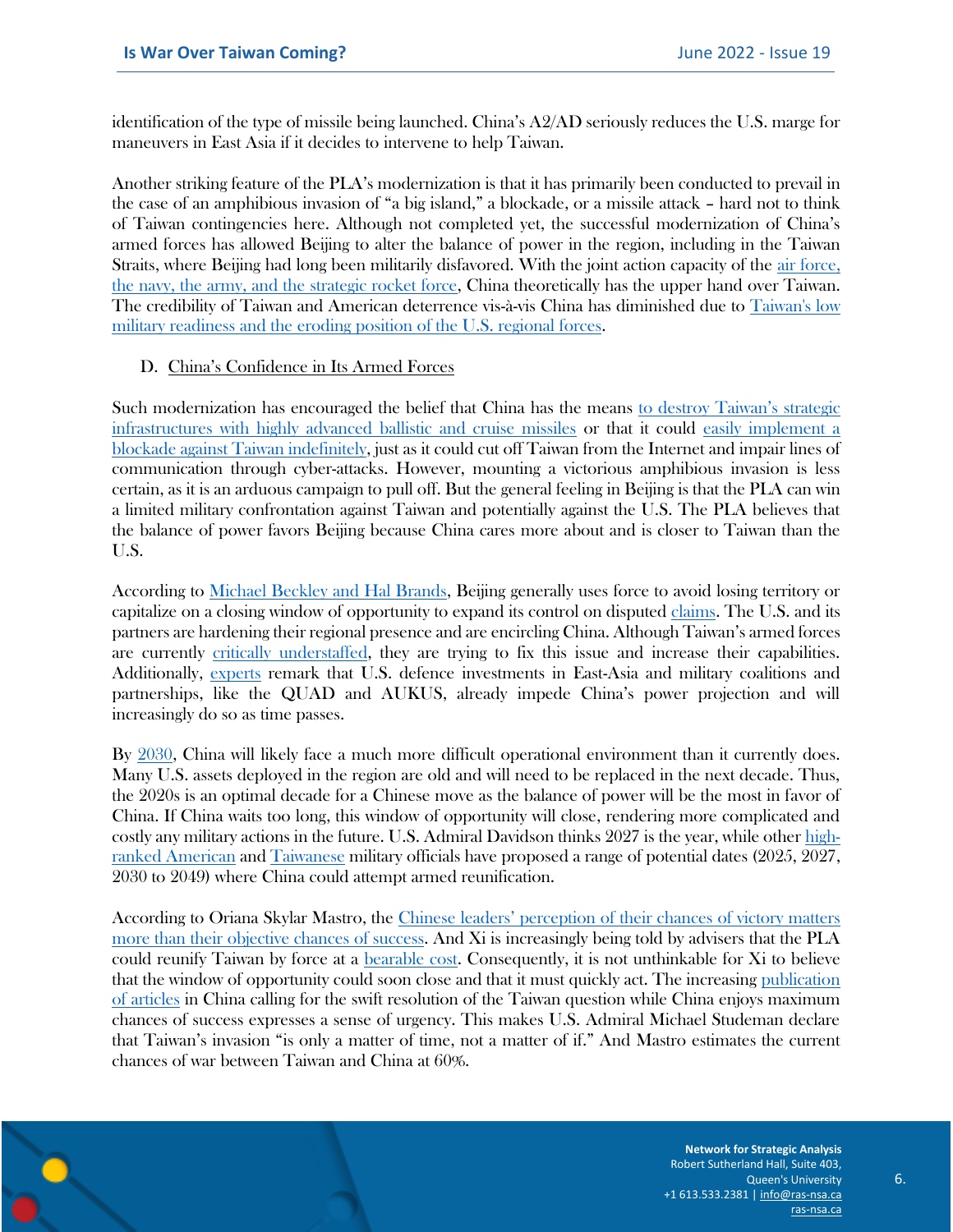identification of the type of missile being launched. China's A2/AD seriously reduces the U.S. marge for maneuvers in East Asia if it decides to intervene to help Taiwan.

Another striking feature of the PLA's modernization is that it has primarily been conducted to prevail in the case of an amphibious invasion of "a big island," a blockade, or a missile attack – hard not to think of Taiwan contingencies here. Although not completed yet, the successful modernization of China's armed forces has allowed Beijing to alter the balance of power in the region, including in the Taiwan Straits, where Beijing had long been militarily disfavored. With the joint action capacity of the air force, the navy, the army, and the strategic rocket force, China theoretically has the upper hand over Taiwan. The credibility of Taiwan and American deterrence vis-à-vis China has diminished due to Taiwan's low military readiness and the eroding position of the U.S. regional forces.

### D. China's Confidence in Its Armed Forces

Such modernization has encouraged the belief that China has the means to destroy Taiwan's strategic infrastructures with highly advanced ballistic and cruise missiles or that it could easily implement a blockade against Taiwan indefinitely, just as it could cut off Taiwan from the Internet and impair lines of communication through cyber-attacks. However, mounting a victorious amphibious invasion is less certain, as it is an arduous campaign to pull off. But the general feeling in Beijing is that the PLA can win a limited military confrontation against Taiwan and potentially against the U.S. The PLA believes that the balance of power favors Beijing because China cares more about and is closer to Taiwan than the U.S.

According to Michael Beckley and Hal Brands, Beijing generally uses force to avoid losing territory or capitalize on a closing window of opportunity to expand its control on disputed claims. The U.S. and its partners are hardening their regional presence and are encircling China. Although Taiwan's armed forces are currently critically understaffed, they are trying to fix this issue and increase their capabilities. Additionally, experts remark that U.S. defence investments in East-Asia and military coalitions and partnerships, like the QUAD and AUKUS, already impede China's power projection and will increasingly do so as time passes.

By 2030, China will likely face a much more difficult operational environment than it currently does. Many U.S. assets deployed in the region are old and will need to be replaced in the next decade. Thus, the 2020s is an optimal decade for a Chinese move as the balance of power will be the most in favor of China. If China waits too long, this window of opportunity will close, rendering more complicated and costly any military actions in the future. U.S. Admiral Davidson thinks 2027 is the year, while other high-ranked American and Taiwanese military officials have proposed a range of potential dates (2025, 2027, 2030 to 2049) where China could attempt armed reunification.

According to Oriana Skylar Mastro, the Chinese leaders' perception of their chances of victory matters more than their objective chances of success. And Xi is increasingly being told by advisers that the PLA could reunify Taiwan by force at a bearable cost. Consequently, it is not unthinkable for Xi to believe that the window of opportunity could soon close and that it must quickly act. The increasing publication of articles in China calling for the swift resolution of the Taiwan question while China enjoys maximum chances of success expresses a sense of urgency. This makes U.S. Admiral Michael Studeman declare that Taiwan's invasion "is only a matter of time, not a matter of if." And Mastro estimates the current chances of war between Taiwan and China at 60%.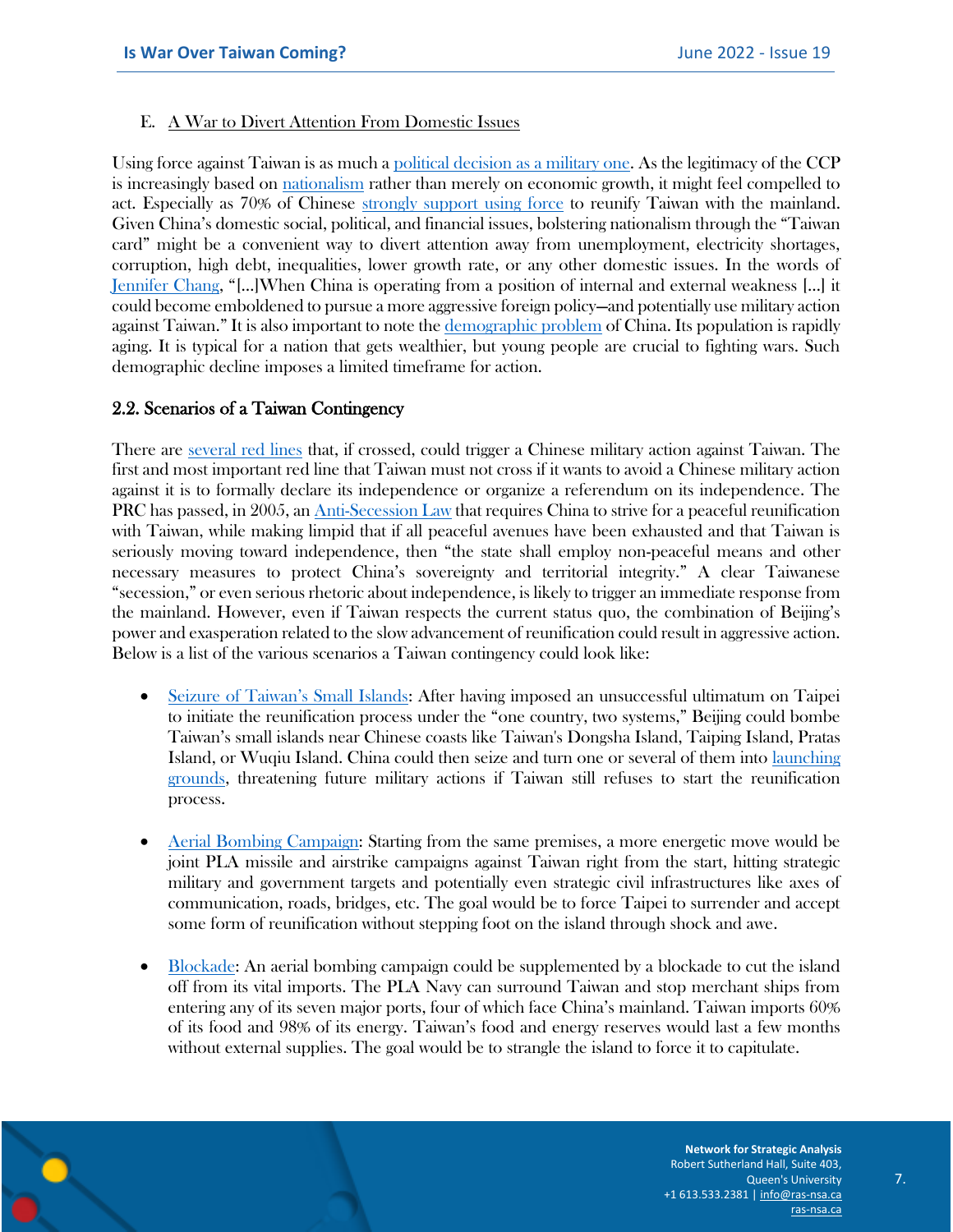E. A War to Divert Attention From Domestic Issues

Using force against Taiwan is as much a political decision as a military one. As the legitimacy of the CCP is increasingly based on nationalism rather than merely on economic growth, it might feel compelled to act. Especially as 70% of Chinese strongly support using force to reunify Taiwan with the mainland. Given China's domestic social, political, and financial issues, bolstering nationalism through the "Taiwan card" might be a convenient way to divert attention away from unemployment, electricity shortages, corruption, high debt, inequalities, lower growth rate, or any other domestic issues. In the words of Jennifer Chang, "[...]When China is operating from a position of internal and external weakness [...] it could become emboldened to pursue a more aggressive foreign policy—and potentially use military action against Taiwan." It is also important to note the demographic problem of China. Its population is rapidly aging. It is typical for a nation that gets wealthier, but young people are crucial to fighting wars. Such demographic decline imposes a limited timeframe for action.

## 2.2. Scenarios of a Taiwan Contingency

There are several red lines that, if crossed, could trigger a Chinese military action against Taiwan. The first and most important red line that Taiwan must not cross if it wants to avoid a Chinese military action against it is to formally declare its independence or organize a referendum on its independence. The PRC has passed, in 2005, an Anti-Secession Law that requires China to strive for a peaceful reunification with Taiwan, while making limpid that if all peaceful avenues have been exhausted and that Taiwan is seriously moving toward independence, then "the state shall employ non-peaceful means and other necessary measures to protect China's sovereignty and territorial integrity." A clear Taiwanese "secession," or even serious rhetoric about independence, is likely to trigger an immediate response from the mainland. However, even if Taiwan respects the current status quo, the combination of Beijing's power and exasperation related to the slow advancement of reunification could result in aggressive action. Below is a list of the various scenarios a Taiwan contingency could look like:

- Seizure of Taiwan's Small Islands: After having imposed an unsuccessful ultimatum on Taipei to initiate the reunification process under the "one country, two systems," Beijing could bombe Taiwan's small islands near Chinese coasts like Taiwan's Dongsha Island, Taiping Island, Pratas Island, or Wuqiu Island. China could then seize and turn one or several of them into launching grounds, threatening future military actions if Taiwan still refuses to start the reunification process.

- Aerial Bombing Campaign: Starting from the same premises, a more energetic move would be joint PLA missile and airstrike campaigns against Taiwan right from the start, hitting strategic military and government targets and potentially even strategic civil infrastructures like axes of communication, roads, bridges, etc. The goal would be to force Taipei to surrender and accept some form of reunification without stepping foot on the island through shock and awe.

- Blockade: An aerial bombing campaign could be supplemented by a blockade to cut the island off from its vital imports. The PLA Navy can surround Taiwan and stop merchant ships from entering any of its seven major ports, four of which face China's mainland. Taiwan imports 60% of its food and 98% of its energy. Taiwan's food and energy reserves would last a few months without external supplies. The goal would be to strangle the island to force it to capitulate.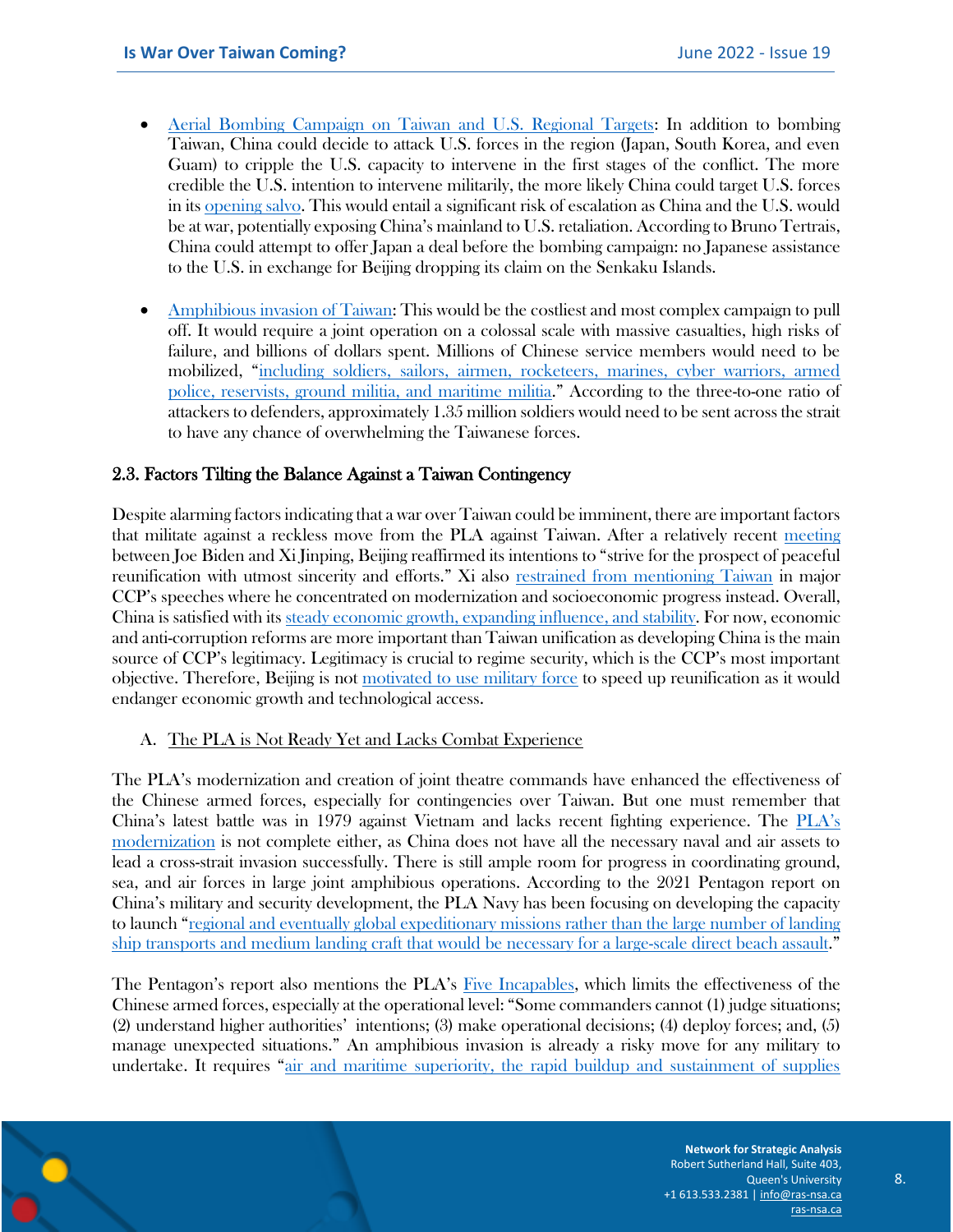- Aerial Bombing Campaign on Taiwan and U.S. Regional Targets: In addition to bombing Taiwan, China could decide to attack U.S. forces in the region (Japan, South Korea, and even Guam) to cripple the U.S. capacity to intervene in the first stages of the conflict. The more credible the U.S. intention to intervene militarily, the more likely China could target U.S. forces in its opening salvo. This would entail a significant risk of escalation as China and the U.S. would be at war, potentially exposing China's mainland to U.S. retaliation. According to Bruno Tertrais, China could attempt to offer Japan a deal before the bombing campaign: no Japanese assistance to the U.S. in exchange for Beijing dropping its claim on the Senkaku Islands.

- Amphibious invasion of Taiwan: This would be the costliest and most complex campaign to pull off. It would require a joint operation on a colossal scale with massive casualties, high risks of failure, and billions of dollars spent. Millions of Chinese service members would need to be mobilized, "including soldiers, sailors, airmen, rocketeers, marines, cyber warriors, armed police, reservists, ground militia, and maritime militia." According to the three-to-one ratio of attackers to defenders, approximately 1.35 million soldiers would need to be sent across the strait to have any chance of overwhelming the Taiwanese forces.

### 2.3. Factors Tilting the Balance Against a Taiwan Contingency

Despite alarming factors indicating that a war over Taiwan could be imminent, there are important factors that militate against a reckless move from the PLA against Taiwan. After a relatively recent meeting between Joe Biden and Xi Jinping, Beijing reaffirmed its intentions to "strive for the prospect of peaceful reunification with utmost sincerity and efforts." Xi also restrained from mentioning Taiwan in major CCP's speeches where he concentrated on modernization and socioeconomic progress instead. Overall, China is satisfied with its steady economic growth, expanding influence, and stability. For now, economic and anti-corruption reforms are more important than Taiwan unification as developing China is the main source of CCP's legitimacy. Legitimacy is crucial to regime security, which is the CCP's most important objective. Therefore, Beijing is not motivated to use military force to speed up reunification as it would endanger economic growth and technological access.

A. The PLA is Not Ready Yet and Lacks Combat Experience

The PLA's modernization and creation of joint theatre commands have enhanced the effectiveness of the Chinese armed forces, especially for contingencies over Taiwan. But one must remember that China's latest battle was in 1979 against Vietnam and lacks recent fighting experience. The PLA's modernization is not complete either, as China does not have all the necessary naval and air assets to lead a cross-strait invasion successfully. There is still ample room for progress in coordinating ground, sea, and air forces in large joint amphibious operations. According to the 2021 Pentagon report on China's military and security development, the PLA Navy has been focusing on developing the capacity to launch "regional and eventually global expeditionary missions rather than the large number of landing ship transports and medium landing craft that would be necessary for a large-scale direct beach assault."

The Pentagon's report also mentions the PLA's Five Incapables, which limits the effectiveness of the Chinese armed forces, especially at the operational level: "Some commanders cannot (1) judge situations; (2) understand higher authorities' intentions; (3) make operational decisions; (4) deploy forces; and, (5) manage unexpected situations." An amphibious invasion is already a risky move for any military to undertake. It requires "air and maritime superiority, the rapid buildup and sustainment of supplies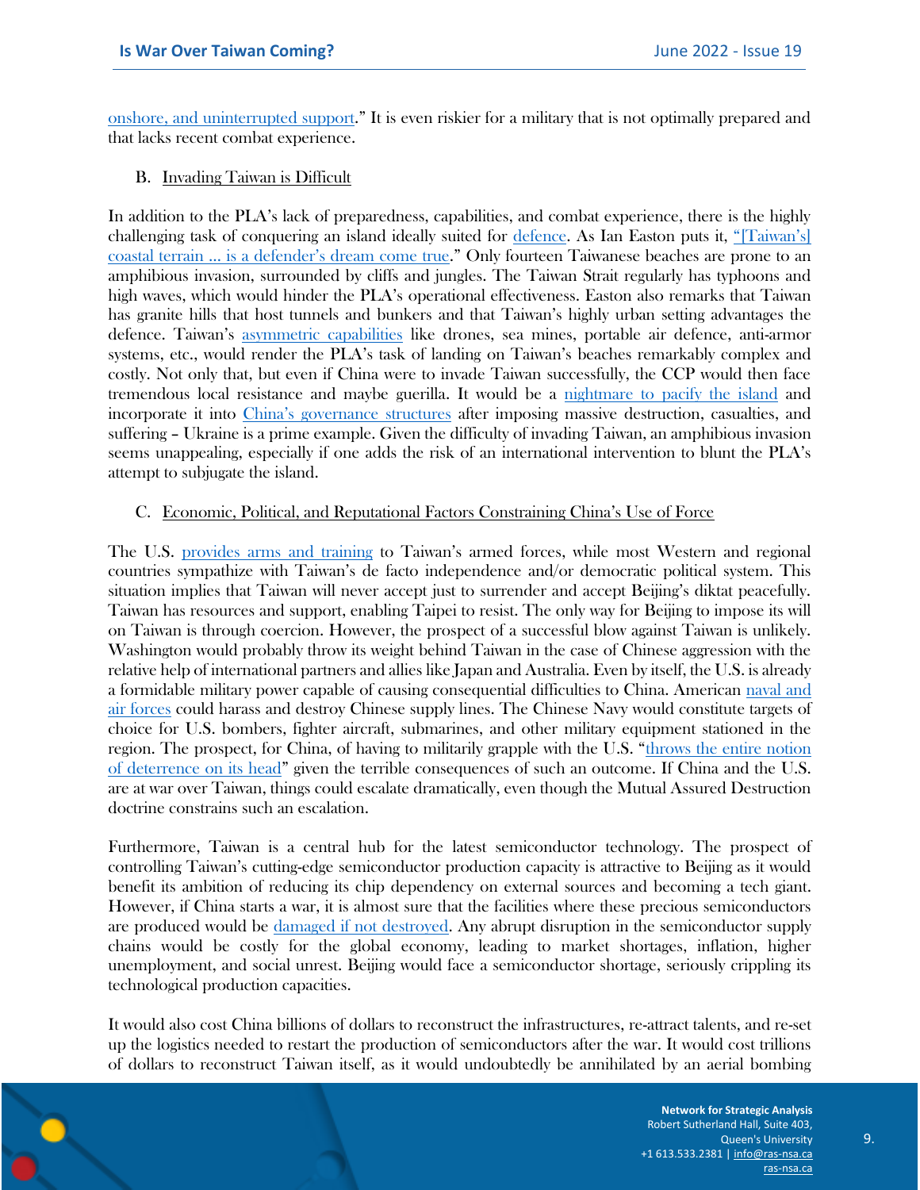onshore, and uninterrupted support." It is even riskier for a military that is not optimally prepared and that lacks recent combat experience.

### B. Invading Taiwan is Difficult

In addition to the PLA's lack of preparedness, capabilities, and combat experience, there is the highly challenging task of conquering an island ideally suited for defence. As Ian Easton puts it, "[Taiwan's] coastal terrain ... is a defender's dream come true." Only fourteen Taiwanese beaches are prone to an amphibious invasion, surrounded by cliffs and jungles. The Taiwan Strait regularly has typhoons and high waves, which would hinder the PLA's operational effectiveness. Easton also remarks that Taiwan has granite hills that host tunnels and bunkers and that Taiwan's highly urban setting advantages the defence. Taiwan's asymmetric capabilities like drones, sea mines, portable air defence, anti-armor systems, etc., would render the PLA's task of landing on Taiwan's beaches remarkably complex and costly. Not only that, but even if China were to invade Taiwan successfully, the CCP would then face tremendous local resistance and maybe guerilla. It would be a nightmare to pacify the island and incorporate it into China's governance structures after imposing massive destruction, casualties, and suffering – Ukraine is a prime example. Given the difficulty of invading Taiwan, an amphibious invasion seems unappealing, especially if one adds the risk of an international intervention to blunt the PLA's attempt to subjugate the island.

### C. Economic, Political, and Reputational Factors Constraining China's Use of Force

The U.S. provides arms and training to Taiwan's armed forces, while most Western and regional countries sympathize with Taiwan's de facto independence and/or democratic political system. This situation implies that Taiwan will never accept just to surrender and accept Beijing's diktat peacefully. Taiwan has resources and support, enabling Taipei to resist. The only way for Beijing to impose its will on Taiwan is through coercion. However, the prospect of a successful blow against Taiwan is unlikely. Washington would probably throw its weight behind Taiwan in the case of Chinese aggression with the relative help of international partners and allies like Japan and Australia. Even by itself, the U.S. is already a formidable military power capable of causing consequential difficulties to China. American naval and air forces could harass and destroy Chinese supply lines. The Chinese Navy would constitute targets of choice for U.S. bombers, fighter aircraft, submarines, and other military equipment stationed in the region. The prospect, for China, of having to militarily grapple with the U.S. "throws the entire notion of deterrence on its head" given the terrible consequences of such an outcome. If China and the U.S. are at war over Taiwan, things could escalate dramatically, even though the Mutual Assured Destruction doctrine constrains such an escalation.

Furthermore, Taiwan is a central hub for the latest semiconductor technology. The prospect of controlling Taiwan's cutting-edge semiconductor production capacity is attractive to Beijing as it would benefit its ambition of reducing its chip dependency on external sources and becoming a tech giant. However, if China starts a war, it is almost sure that the facilities where these precious semiconductors are produced would be damaged if not destroyed. Any abrupt disruption in the semiconductor supply chains would be costly for the global economy, leading to market shortages, inflation, higher unemployment, and social unrest. Beijing would face a semiconductor shortage, seriously crippling its technological production capacities.

It would also cost China billions of dollars to reconstruct the infrastructures, re-attract talents, and re-set up the logistics needed to restart the production of semiconductors after the war. It would cost trillions of dollars to reconstruct Taiwan itself, as it would undoubtedly be annihilated by an aerial bombing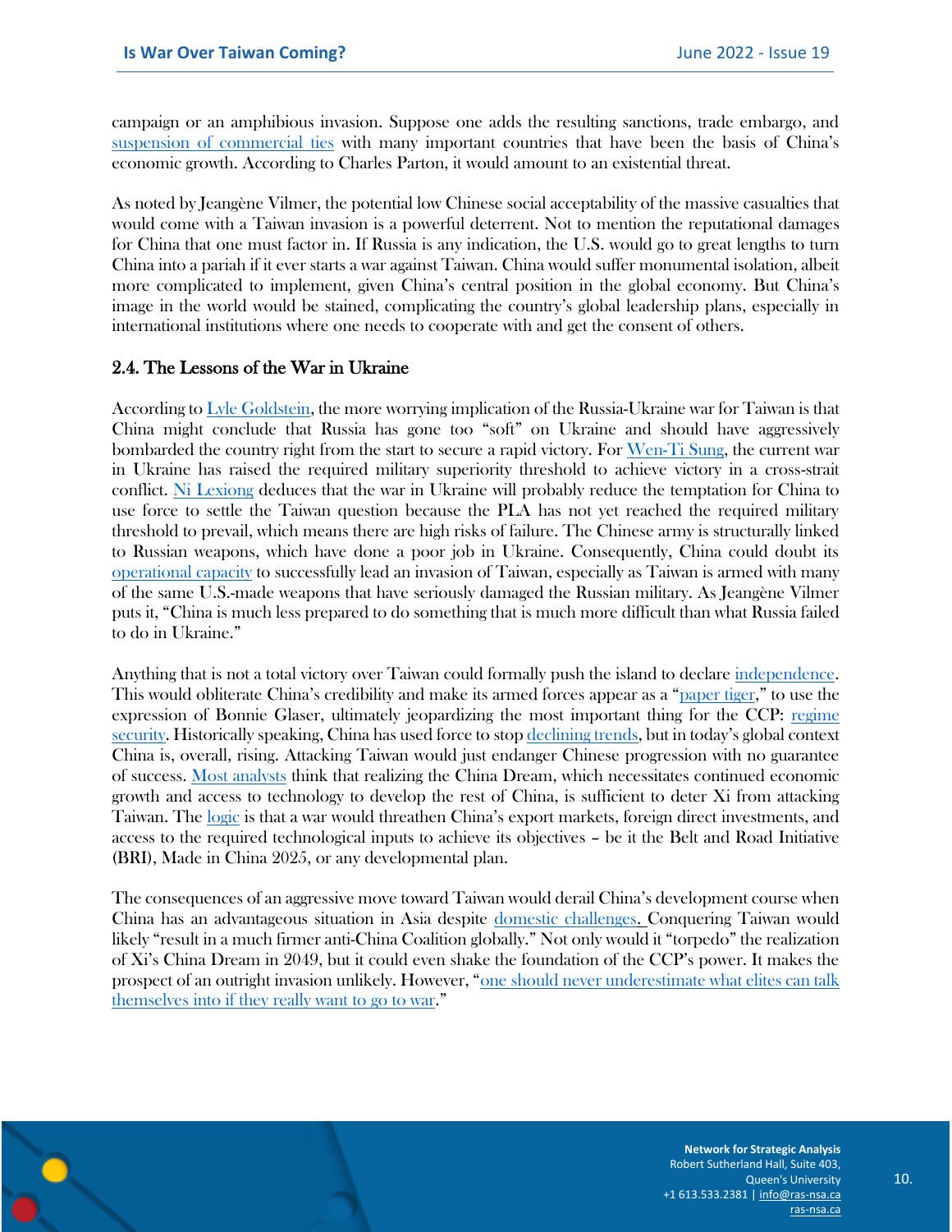campaign or an amphibious invasion. Suppose one adds the resulting sanctions, trade embargo, and suspension of commercial ties with many important countries that have been the basis of China's economic growth. According to Charles Parton, it would amount to an existential threat.

As noted by Jeangène Vilmer, the potential low Chinese social acceptability of the massive casualties that would come with a Taiwan invasion is a powerful deterrent. Not to mention the reputational damages for China that one must factor in. If Russia is any indication, the U.S. would go to great lengths to turn China into a pariah if it ever starts a war against Taiwan. China would suffer monumental isolation, albeit more complicated to implement, given China's central position in the global economy. But China's image in the world would be stained, complicating the country's global leadership plans, especially in international institutions where one needs to cooperate with and get the consent of others.

## 2.4. The Lessons of the War in Ukraine

According to Lyle Goldstein, the more worrying implication of the Russia-Ukraine war for Taiwan is that China might conclude that Russia has gone too "soft" on Ukraine and should have aggressively bombarded the country right from the start to secure a rapid victory. For Wen-Ti Sung, the current war in Ukraine has raised the required military superiority threshold to achieve victory in a cross-strait conflict. Ni Lexiong deduces that the war in Ukraine will probably reduce the temptation for China to use force to settle the Taiwan question because the PLA has not yet reached the required military threshold to prevail, which means there are high risks of failure. The Chinese army is structurally linked to Russian weapons, which have done a poor job in Ukraine. Consequently, China could doubt its operational capacity to successfully lead an invasion of Taiwan, especially as Taiwan is armed with many of the same U.S.-made weapons that have seriously damaged the Russian military. As Jeangène Vilmer puts it, "China is much less prepared to do something that is much more difficult than what Russia failed to do in Ukraine."

Anything that is not a total victory over Taiwan could formally push the island to declare independence. This would obliterate China's credibility and make its armed forces appear as a "paper tiger," to use the expression of Bonnie Glaser, ultimately jeopardizing the most important thing for the CCP: regime security. Historically speaking, China has used force to stop declining trends, but in today's global context China is, overall, rising. Attacking Taiwan would just endanger Chinese progression with no guarantee of success. Most analysts think that realizing the China Dream, which necessitates continued economic growth and access to technology to develop the rest of China, is sufficient to deter Xi from attacking Taiwan. The logic is that a war would threathen China's export markets, foreign direct investments, and access to the required technological inputs to achieve its objectives – be it the Belt and Road Initiative (BRI), Made in China 2025, or any developmental plan.

The consequences of an aggressive move toward Taiwan would derail China's development course when China has an advantageous situation in Asia despite domestic challenges. Conquering Taiwan would likely "result in a much firmer anti-China Coalition globally." Not only would it "torpedo" the realization of Xi's China Dream in 2049, but it could even shake the foundation of the CCP's power. It makes the prospect of an outright invasion unlikely. However, "one should never underestimate what elites can talk themselves into if they really want to go to war."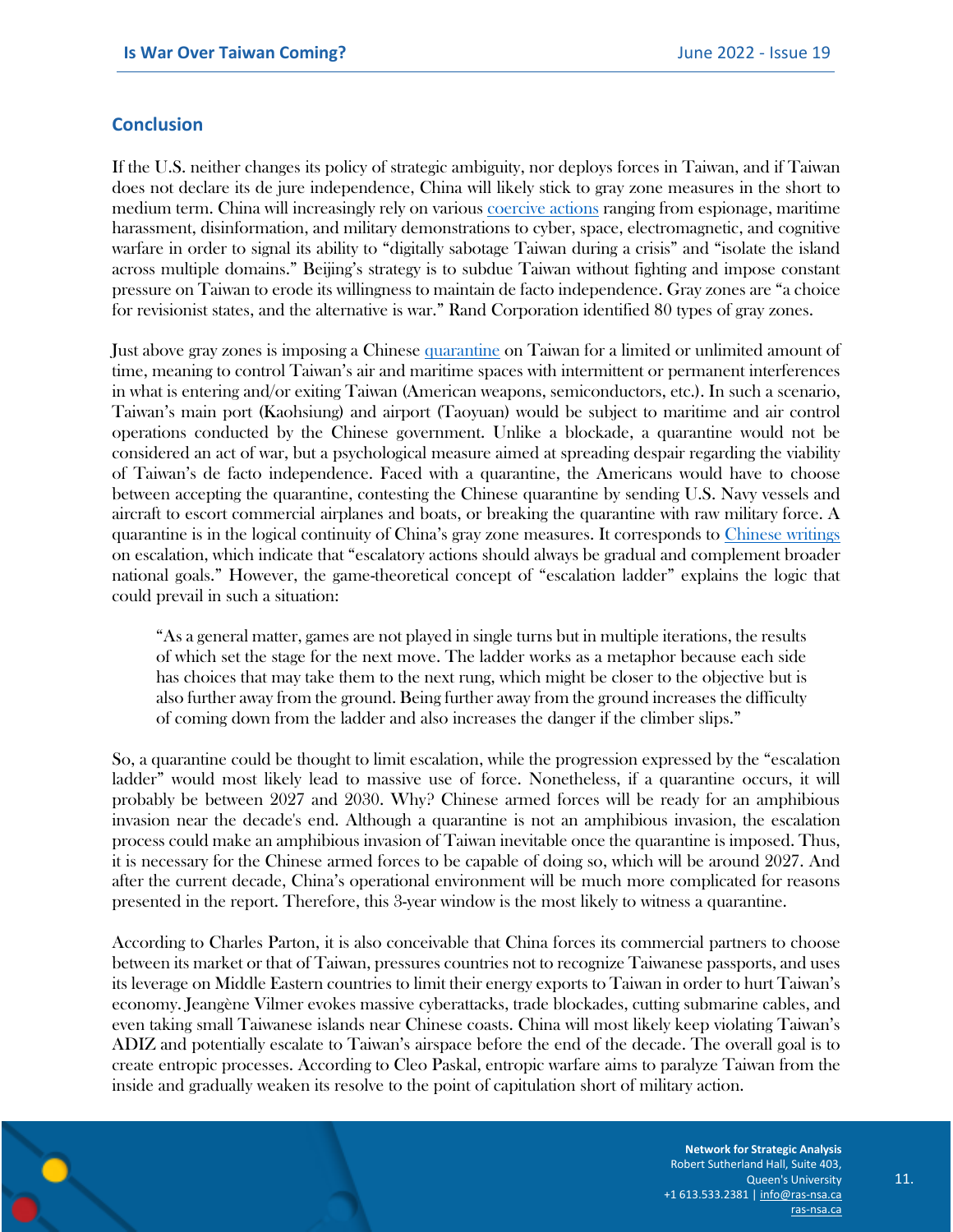## Conclusion

If the U.S. neither changes its policy of strategic ambiguity, nor deploys forces in Taiwan, and if Taiwan does not declare its de jure independence, China will likely stick to gray zone measures in the short to medium term. China will increasingly rely on various coercive actions ranging from espionage, maritime harassment, disinformation, and military demonstrations to cyber, space, electromagnetic, and cognitive warfare in order to signal its ability to "digitally sabotage Taiwan during a crisis" and "isolate the island across multiple domains." Beijing's strategy is to subdue Taiwan without fighting and impose constant pressure on Taiwan to erode its willingness to maintain de facto independence. Gray zones are "a choice for revisionist states, and the alternative is war." Rand Corporation identified 80 types of gray zones.

Just above gray zones is imposing a Chinese quarantine on Taiwan for a limited or unlimited amount of time, meaning to control Taiwan's air and maritime spaces with intermittent or permanent interferences in what is entering and/or exiting Taiwan (American weapons, semiconductors, etc.). In such a scenario, Taiwan's main port (Kaohsiung) and airport (Taoyuan) would be subject to maritime and air control operations conducted by the Chinese government. Unlike a blockade, a quarantine would not be considered an act of war, but a psychological measure aimed at spreading despair regarding the viability of Taiwan's de facto independence. Faced with a quarantine, the Americans would have to choose between accepting the quarantine, contesting the Chinese quarantine by sending U.S. Navy vessels and aircraft to escort commercial airplanes and boats, or breaking the quarantine with raw military force. A quarantine is in the logical continuity of China's gray zone measures. It corresponds to Chinese writings on escalation, which indicate that "escalatory actions should always be gradual and complement broader national goals." However, the game-theoretical concept of "escalation ladder" explains the logic that could prevail in such a situation:

> "As a general matter, games are not played in single turns but in multiple iterations, the results of which set the stage for the next move. The ladder works as a metaphor because each side has choices that may take them to the next rung, which might be closer to the objective but is also further away from the ground. Being further away from the ground increases the difficulty of coming down from the ladder and also increases the danger if the climber slips."

So, a quarantine could be thought to limit escalation, while the progression expressed by the "escalation ladder" would most likely lead to massive use of force. Nonetheless, if a quarantine occurs, it will probably be between 2027 and 2030. Why? Chinese armed forces will be ready for an amphibious invasion near the decade's end. Although a quarantine is not an amphibious invasion, the escalation process could make an amphibious invasion of Taiwan inevitable once the quarantine is imposed. Thus, it is necessary for the Chinese armed forces to be capable of doing so, which will be around 2027. And after the current decade, China's operational environment will be much more complicated for reasons presented in the report. Therefore, this 3-year window is the most likely to witness a quarantine.

According to Charles Parton, it is also conceivable that China forces its commercial partners to choose between its market or that of Taiwan, pressures countries not to recognize Taiwanese passports, and uses its leverage on Middle Eastern countries to limit their energy exports to Taiwan in order to hurt Taiwan's economy. Jeangène Vilmer evokes massive cyberattacks, trade blockades, cutting submarine cables, and even taking small Taiwanese islands near Chinese coasts. China will most likely keep violating Taiwan's ADIZ and potentially escalate to Taiwan's airspace before the end of the decade. The overall goal is to create entropic processes. According to Cleo Paskal, entropic warfare aims to paralyze Taiwan from the inside and gradually weaken its resolve to the point of capitulation short of military action.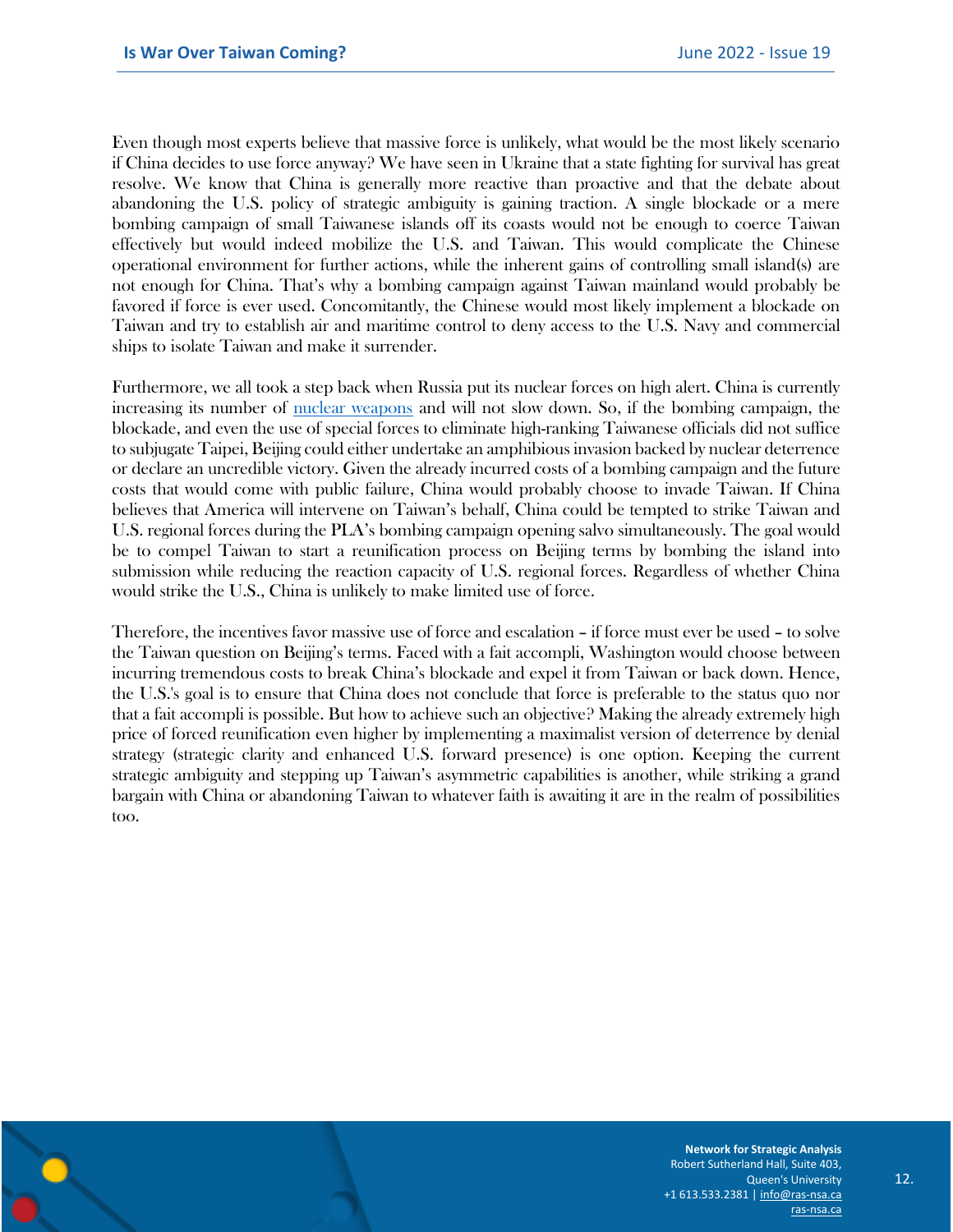Even though most experts believe that massive force is unlikely, what would be the most likely scenario if China decides to use force anyway? We have seen in Ukraine that a state fighting for survival has great resolve. We know that China is generally more reactive than proactive and that the debate about abandoning the U.S. policy of strategic ambiguity is gaining traction. A single blockade or a mere bombing campaign of small Taiwanese islands off its coasts would not be enough to coerce Taiwan effectively but would indeed mobilize the U.S. and Taiwan. This would complicate the Chinese operational environment for further actions, while the inherent gains of controlling small island(s) are not enough for China. That's why a bombing campaign against Taiwan mainland would probably be favored if force is ever used. Concomitantly, the Chinese would most likely implement a blockade on Taiwan and try to establish air and maritime control to deny access to the U.S. Navy and commercial ships to isolate Taiwan and make it surrender.

Furthermore, we all took a step back when Russia put its nuclear forces on high alert. China is currently increasing its number of [nuclear weapons] and will not slow down. So, if the bombing campaign, the blockade, and even the use of special forces to eliminate high-ranking Taiwanese officials did not suffice to subjugate Taipei, Beijing could either undertake an amphibious invasion backed by nuclear deterrence or declare an uncredible victory. Given the already incurred costs of a bombing campaign and the future costs that would come with public failure, China would probably choose to invade Taiwan. If China believes that America will intervene on Taiwan's behalf, China could be tempted to strike Taiwan and U.S. regional forces during the PLA's bombing campaign opening salvo simultaneously. The goal would be to compel Taiwan to start a reunification process on Beijing terms by bombing the island into submission while reducing the reaction capacity of U.S. regional forces. Regardless of whether China would strike the U.S., China is unlikely to make limited use of force.

Therefore, the incentives favor massive use of force and escalation – if force must ever be used – to solve the Taiwan question on Beijing's terms. Faced with a fait accompli, Washington would choose between incurring tremendous costs to break China's blockade and expel it from Taiwan or back down. Hence, the U.S.'s goal is to ensure that China does not conclude that force is preferable to the status quo nor that a fait accompli is possible. But how to achieve such an objective? Making the already extremely high price of forced reunification even higher by implementing a maximalist version of deterrence by denial strategy (strategic clarity and enhanced U.S. forward presence) is one option. Keeping the current strategic ambiguity and stepping up Taiwan's asymmetric capabilities is another, while striking a grand bargain with China or abandoning Taiwan to whatever faith is awaiting it are in the realm of possibilities too.

**Network for Strategic Analysis**
Robert Sutherland Hall, Suite 403,
Queen's University
+1 613.533.2381 | info@ras-nsa.ca
ras-nsa.ca